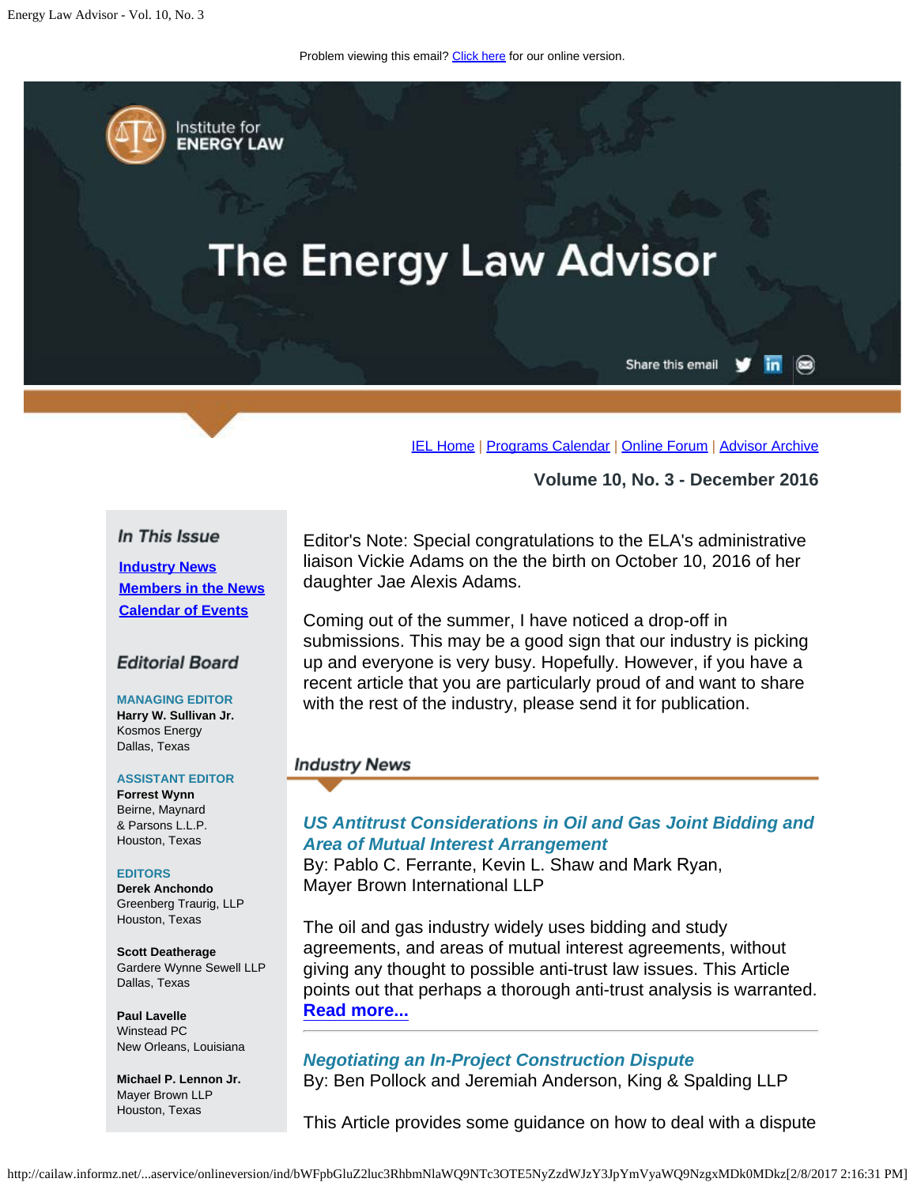Problem viewing this email? Click here for our online version.

Institute for ENERGY LAW

# The Energy Law Advisor

Share this email

IEL Home | Programs Calendar | Online Forum | Advisor Archive

**Volume 10, No. 3 - December 2016**

## In This Issue

- Industry News
- Members in the News
- Calendar of Events

## Editorial Board

**MANAGING EDITOR**
**Harry W. Sullivan Jr.**
Kosmos Energy
Dallas, Texas

**ASSISTANT EDITOR**
**Forrest Wynn**
Beirne, Maynard & Parsons L.L.P.
Houston, Texas

**EDITORS**
**Derek Anchondo**
Greenberg Traurig, LLP
Houston, Texas

**Scott Deatherage**
Gardere Wynne Sewell LLP
Dallas, Texas

**Paul Lavelle**
Winstead PC
New Orleans, Louisiana

**Michael P. Lennon Jr.**
Mayer Brown LLP
Houston, Texas

Editor's Note: Special congratulations to the ELA's administrative liaison Vickie Adams on the the birth on October 10, 2016 of her daughter Jae Alexis Adams.

Coming out of the summer, I have noticed a drop-off in submissions. This may be a good sign that our industry is picking up and everyone is very busy. Hopefully. However, if you have a recent article that you are particularly proud of and want to share with the rest of the industry, please send it for publication.

## Industry News

### *US Antitrust Considerations in Oil and Gas Joint Bidding and Area of Mutual Interest Arrangement*

By: Pablo C. Ferrante, Kevin L. Shaw and Mark Ryan, Mayer Brown International LLP

The oil and gas industry widely uses bidding and study agreements, and areas of mutual interest agreements, without giving any thought to possible anti-trust law issues. This Article points out that perhaps a thorough anti-trust analysis is warranted. **Read more...**

---

### *Negotiating an In-Project Construction Dispute*

By: Ben Pollock and Jeremiah Anderson, King & Spalding LLP

This Article provides some guidance on how to deal with a dispute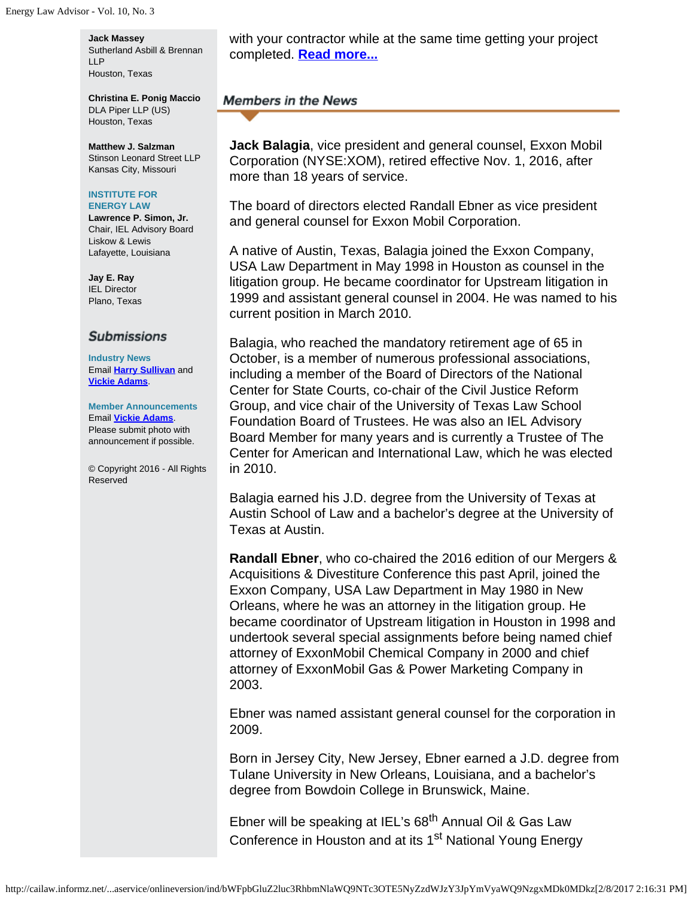**Jack Massey**
Sutherland Asbill & Brennan LLP
Houston, Texas

**Christina E. Ponig Maccio**
DLA Piper LLP (US)
Houston, Texas

**Matthew J. Salzman**
Stinson Leonard Street LLP
Kansas City, Missouri

**INSTITUTE FOR ENERGY LAW**
**Lawrence P. Simon, Jr.**
Chair, IEL Advisory Board
Liskow & Lewis
Lafayette, Louisiana

**Jay E. Ray**
IEL Director
Plano, Texas

## Submissions

**Industry News**
Email [Harry Sullivan]() and [Vickie Adams]().

**Member Announcements**
Email [Vickie Adams]().
Please submit photo with announcement if possible.

© Copyright 2016 - All Rights Reserved

with your contractor while at the same time getting your project completed. [Read more...]()

## Members in the News

**Jack Balagia**, vice president and general counsel, Exxon Mobil Corporation (NYSE:XOM), retired effective Nov. 1, 2016, after more than 18 years of service.

The board of directors elected Randall Ebner as vice president and general counsel for Exxon Mobil Corporation.

A native of Austin, Texas, Balagia joined the Exxon Company, USA Law Department in May 1998 in Houston as counsel in the litigation group. He became coordinator for Upstream litigation in 1999 and assistant general counsel in 2004. He was named to his current position in March 2010.

Balagia, who reached the mandatory retirement age of 65 in October, is a member of numerous professional associations, including a member of the Board of Directors of the National Center for State Courts, co-chair of the Civil Justice Reform Group, and vice chair of the University of Texas Law School Foundation Board of Trustees. He was also an IEL Advisory Board Member for many years and is currently a Trustee of The Center for American and International Law, which he was elected in 2010.

Balagia earned his J.D. degree from the University of Texas at Austin School of Law and a bachelor's degree at the University of Texas at Austin.

**Randall Ebner**, who co-chaired the 2016 edition of our Mergers & Acquisitions & Divestiture Conference this past April, joined the Exxon Company, USA Law Department in May 1980 in New Orleans, where he was an attorney in the litigation group. He became coordinator of Upstream litigation in Houston in 1998 and undertook several special assignments before being named chief attorney of ExxonMobil Chemical Company in 2000 and chief attorney of ExxonMobil Gas & Power Marketing Company in 2003.

Ebner was named assistant general counsel for the corporation in 2009.

Born in Jersey City, New Jersey, Ebner earned a J.D. degree from Tulane University in New Orleans, Louisiana, and a bachelor's degree from Bowdoin College in Brunswick, Maine.

Ebner will be speaking at IEL's 68th Annual Oil & Gas Law Conference in Houston and at its 1st National Young Energy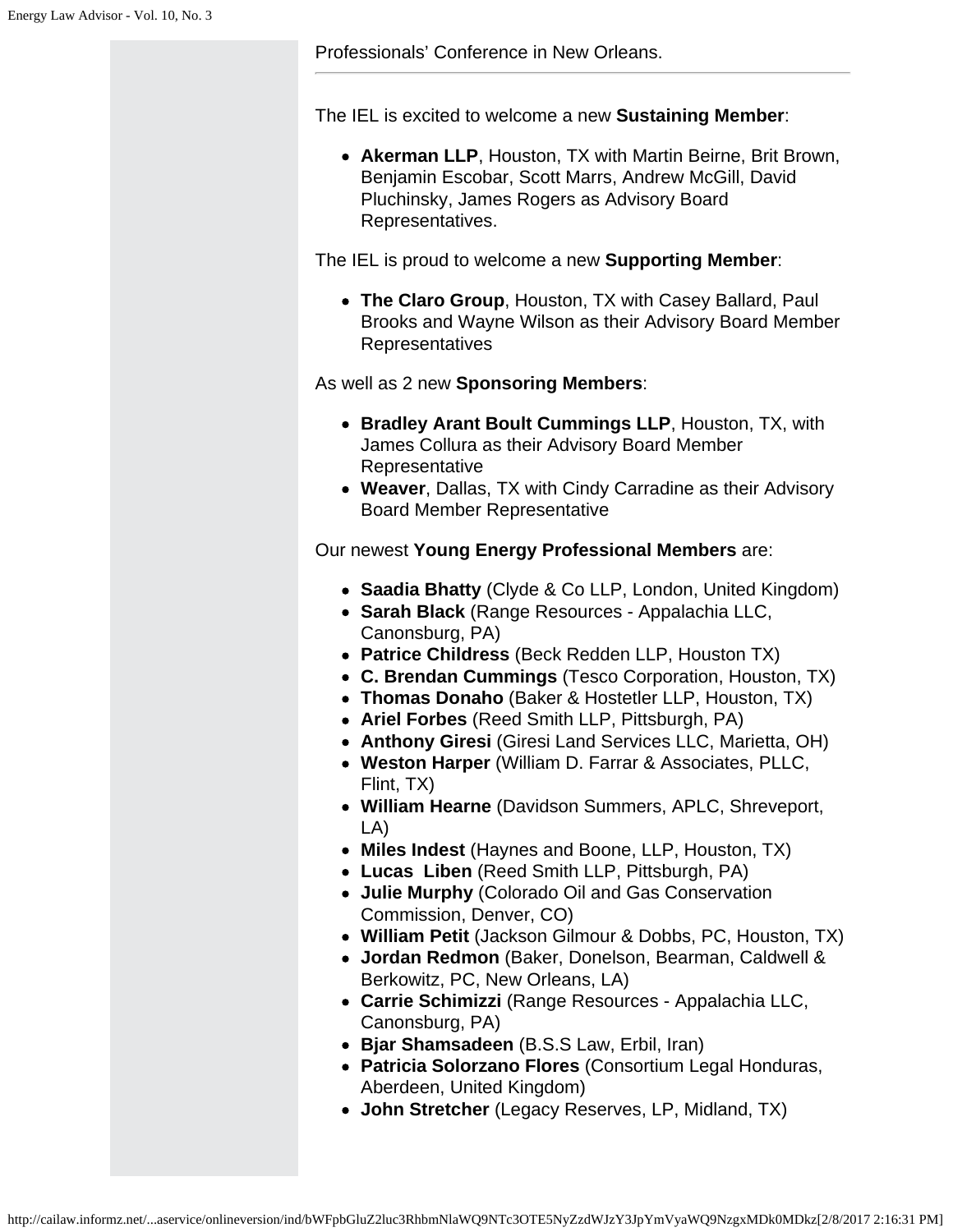Professionals' Conference in New Orleans.

---

The IEL is excited to welcome a new **Sustaining Member**:

- **Akerman LLP**, Houston, TX with Martin Beirne, Brit Brown, Benjamin Escobar, Scott Marrs, Andrew McGill, David Pluchinsky, James Rogers as Advisory Board Representatives.

The IEL is proud to welcome a new **Supporting Member**:

- **The Claro Group**, Houston, TX with Casey Ballard, Paul Brooks and Wayne Wilson as their Advisory Board Member Representatives

As well as 2 new **Sponsoring Members**:

- **Bradley Arant Boult Cummings LLP**, Houston, TX, with James Collura as their Advisory Board Member Representative
- **Weaver**, Dallas, TX with Cindy Carradine as their Advisory Board Member Representative

Our newest **Young Energy Professional Members** are:

- **Saadia Bhatty** (Clyde & Co LLP, London, United Kingdom)
- **Sarah Black** (Range Resources - Appalachia LLC, Canonsburg, PA)
- **Patrice Childress** (Beck Redden LLP, Houston TX)
- **C. Brendan Cummings** (Tesco Corporation, Houston, TX)
- **Thomas Donaho** (Baker & Hostetler LLP, Houston, TX)
- **Ariel Forbes** (Reed Smith LLP, Pittsburgh, PA)
- **Anthony Giresi** (Giresi Land Services LLC, Marietta, OH)
- **Weston Harper** (William D. Farrar & Associates, PLLC, Flint, TX)
- **William Hearne** (Davidson Summers, APLC, Shreveport, LA)
- **Miles Indest** (Haynes and Boone, LLP, Houston, TX)
- **Lucas Liben** (Reed Smith LLP, Pittsburgh, PA)
- **Julie Murphy** (Colorado Oil and Gas Conservation Commission, Denver, CO)
- **William Petit** (Jackson Gilmour & Dobbs, PC, Houston, TX)
- **Jordan Redmon** (Baker, Donelson, Bearman, Caldwell & Berkowitz, PC, New Orleans, LA)
- **Carrie Schimizzi** (Range Resources - Appalachia LLC, Canonsburg, PA)
- **Bjar Shamsadeen** (B.S.S Law, Erbil, Iran)
- **Patricia Solorzano Flores** (Consortium Legal Honduras, Aberdeen, United Kingdom)
- **John Stretcher** (Legacy Reserves, LP, Midland, TX)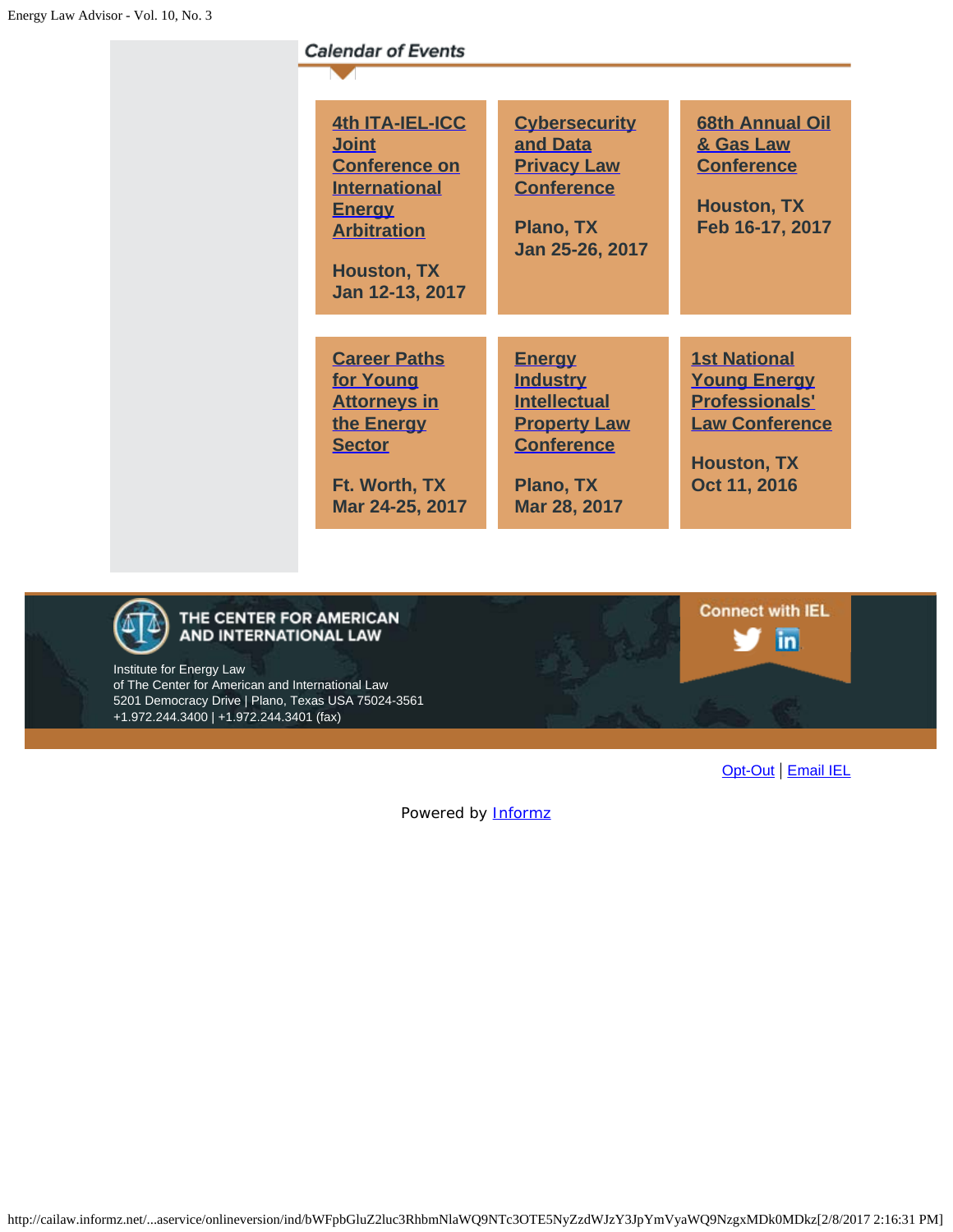## Calendar of Events

**4th ITA-IEL-ICC Joint Conference on International Energy Arbitration**

**Houston, TX**
**Jan 12-13, 2017**

**Cybersecurity and Data Privacy Law Conference**

**Plano, TX**
**Jan 25-26, 2017**

**68th Annual Oil & Gas Law Conference**

**Houston, TX**
**Feb 16-17, 2017**

**Career Paths for Young Attorneys in the Energy Sector**

**Ft. Worth, TX**
**Mar 24-25, 2017**

**Energy Industry Intellectual Property Law Conference**

**Plano, TX**
**Mar 28, 2017**

**1st National Young Energy Professionals' Law Conference**

**Houston, TX**
**Oct 11, 2016**

---

**THE CENTER FOR AMERICAN AND INTERNATIONAL LAW**

Institute for Energy Law
of The Center for American and International Law
5201 Democracy Drive | Plano, Texas USA 75024-3561
+1.972.244.3400 | +1.972.244.3401 (fax)

Connect with IEL

Opt-Out | Email IEL

Powered by Informz